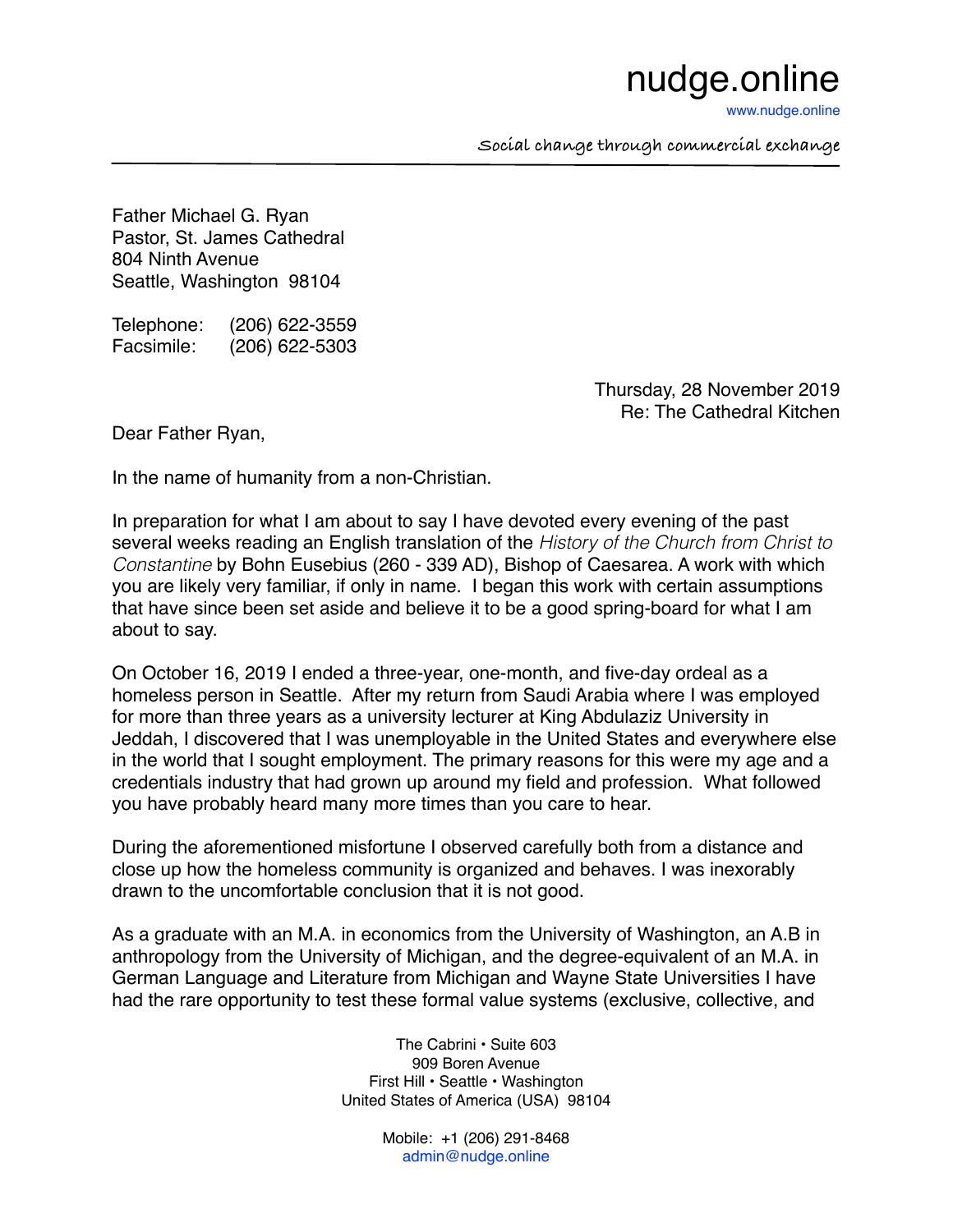# nudge.online

www.nudge.online

*Social change through commercial exchange*

---

Father Michael G. Ryan
Pastor, St. James Cathedral
804 Ninth Avenue
Seattle, Washington 98104

Telephone: (206) 622-3559
Facsimile: (206) 622-5303

Thursday, 28 November 2019
Re: The Cathedral Kitchen

Dear Father Ryan,

In the name of humanity from a non-Christian.

In preparation for what I am about to say I have devoted every evening of the past several weeks reading an English translation of the *History of the Church from Christ to Constantine* by Bohn Eusebius (260 - 339 AD), Bishop of Caesarea. A work with which you are likely very familiar, if only in name. I began this work with certain assumptions that have since been set aside and believe it to be a good spring-board for what I am about to say.

On October 16, 2019 I ended a three-year, one-month, and five-day ordeal as a homeless person in Seattle. After my return from Saudi Arabia where I was employed for more than three years as a university lecturer at King Abdulaziz University in Jeddah, I discovered that I was unemployable in the United States and everywhere else in the world that I sought employment. The primary reasons for this were my age and a credentials industry that had grown up around my field and profession. What followed you have probably heard many more times than you care to hear.

During the aforementioned misfortune I observed carefully both from a distance and close up how the homeless community is organized and behaves. I was inexorably drawn to the uncomfortable conclusion that it is not good.

As a graduate with an M.A. in economics from the University of Washington, an A.B in anthropology from the University of Michigan, and the degree-equivalent of an M.A. in German Language and Literature from Michigan and Wayne State Universities I have had the rare opportunity to test these formal value systems (exclusive, collective, and

The Cabrini • Suite 603
909 Boren Avenue
First Hill • Seattle • Washington
United States of America (USA) 98104

Mobile: +1 (206) 291-8468
admin@nudge.online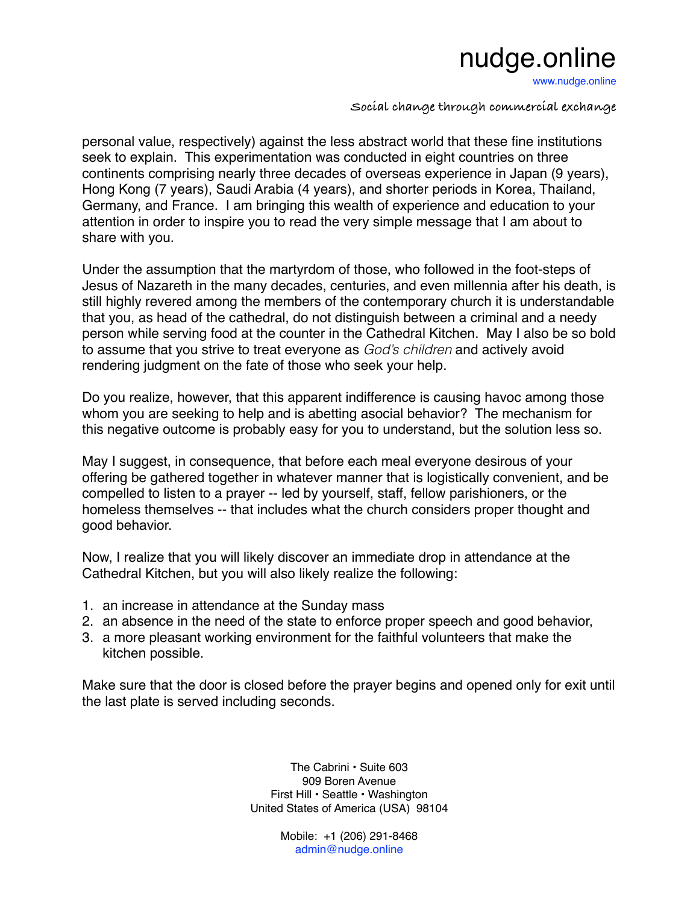personal value, respectively) against the less abstract world that these fine institutions seek to explain. This experimentation was conducted in eight countries on three continents comprising nearly three decades of overseas experience in Japan (9 years), Hong Kong (7 years), Saudi Arabia (4 years), and shorter periods in Korea, Thailand, Germany, and France. I am bringing this wealth of experience and education to your attention in order to inspire you to read the very simple message that I am about to share with you.

Under the assumption that the martyrdom of those, who followed in the foot-steps of Jesus of Nazareth in the many decades, centuries, and even millennia after his death, is still highly revered among the members of the contemporary church it is understandable that you, as head of the cathedral, do not distinguish between a criminal and a needy person while serving food at the counter in the Cathedral Kitchen. May I also be so bold to assume that you strive to treat everyone as *God's children* and actively avoid rendering judgment on the fate of those who seek your help.

Do you realize, however, that this apparent indifference is causing havoc among those whom you are seeking to help and is abetting asocial behavior? The mechanism for this negative outcome is probably easy for you to understand, but the solution less so.

May I suggest, in consequence, that before each meal everyone desirous of your offering be gathered together in whatever manner that is logistically convenient, and be compelled to listen to a prayer -- led by yourself, staff, fellow parishioners, or the homeless themselves -- that includes what the church considers proper thought and good behavior.

Now, I realize that you will likely discover an immediate drop in attendance at the Cathedral Kitchen, but you will also likely realize the following:

1. an increase in attendance at the Sunday mass
2. an absence in the need of the state to enforce proper speech and good behavior,
3. a more pleasant working environment for the faithful volunteers that make the kitchen possible.

Make sure that the door is closed before the prayer begins and opened only for exit until the last plate is served including seconds.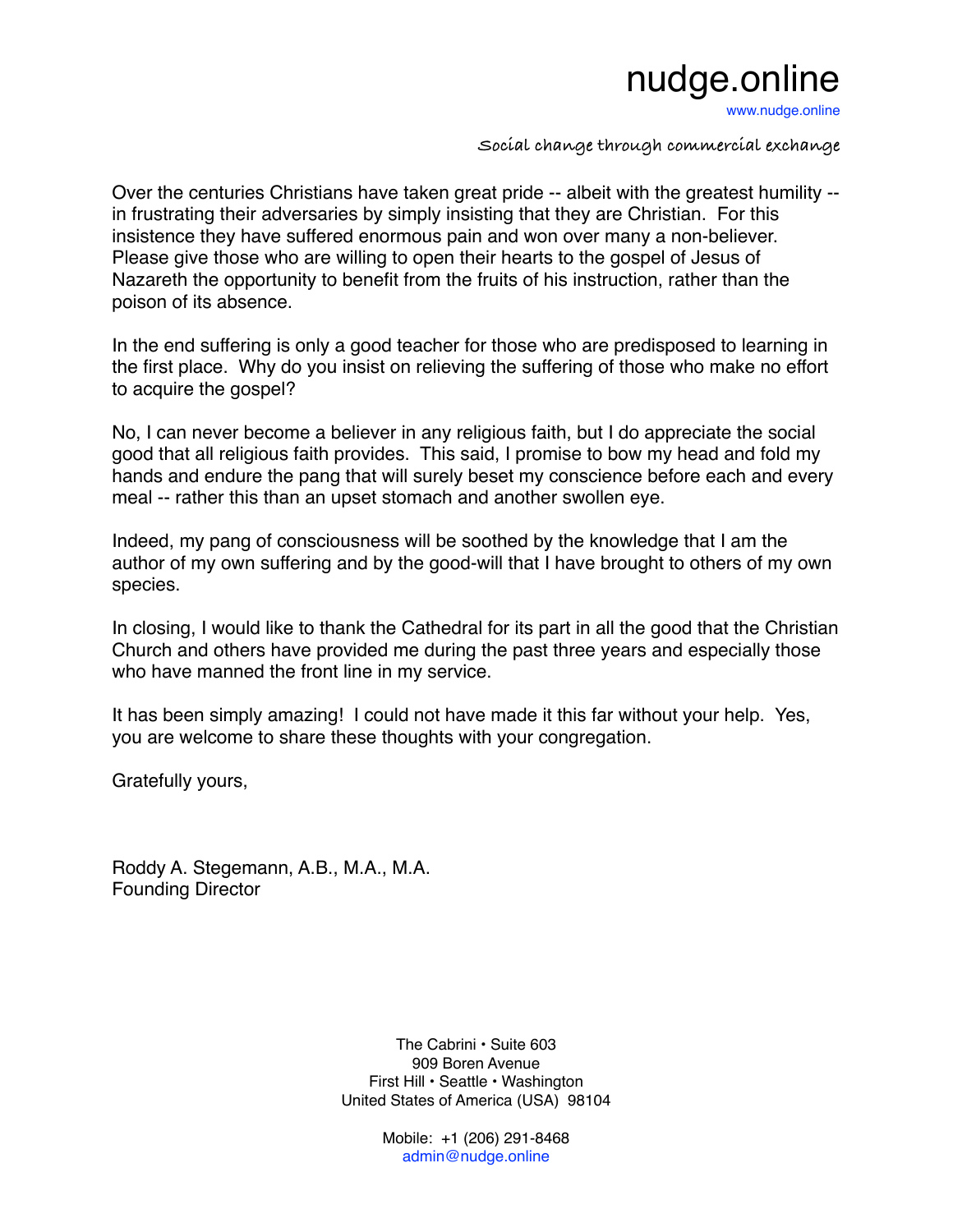# nudge.online

www.nudge.online

*Social change through commercial exchange*

Over the centuries Christians have taken great pride -- albeit with the greatest humility -- in frustrating their adversaries by simply insisting that they are Christian. For this insistence they have suffered enormous pain and won over many a non-believer. Please give those who are willing to open their hearts to the gospel of Jesus of Nazareth the opportunity to benefit from the fruits of his instruction, rather than the poison of its absence.

In the end suffering is only a good teacher for those who are predisposed to learning in the first place. Why do you insist on relieving the suffering of those who make no effort to acquire the gospel?

No, I can never become a believer in any religious faith, but I do appreciate the social good that all religious faith provides. This said, I promise to bow my head and fold my hands and endure the pang that will surely beset my conscience before each and every meal -- rather this than an upset stomach and another swollen eye.

Indeed, my pang of consciousness will be soothed by the knowledge that I am the author of my own suffering and by the good-will that I have brought to others of my own species.

In closing, I would like to thank the Cathedral for its part in all the good that the Christian Church and others have provided me during the past three years and especially those who have manned the front line in my service.

It has been simply amazing! I could not have made it this far without your help. Yes, you are welcome to share these thoughts with your congregation.

Gratefully yours,

Roddy A. Stegemann, A.B., M.A., M.A.
Founding Director

The Cabrini • Suite 603
909 Boren Avenue
First Hill • Seattle • Washington
United States of America (USA) 98104

Mobile: +1 (206) 291-8468
admin@nudge.online